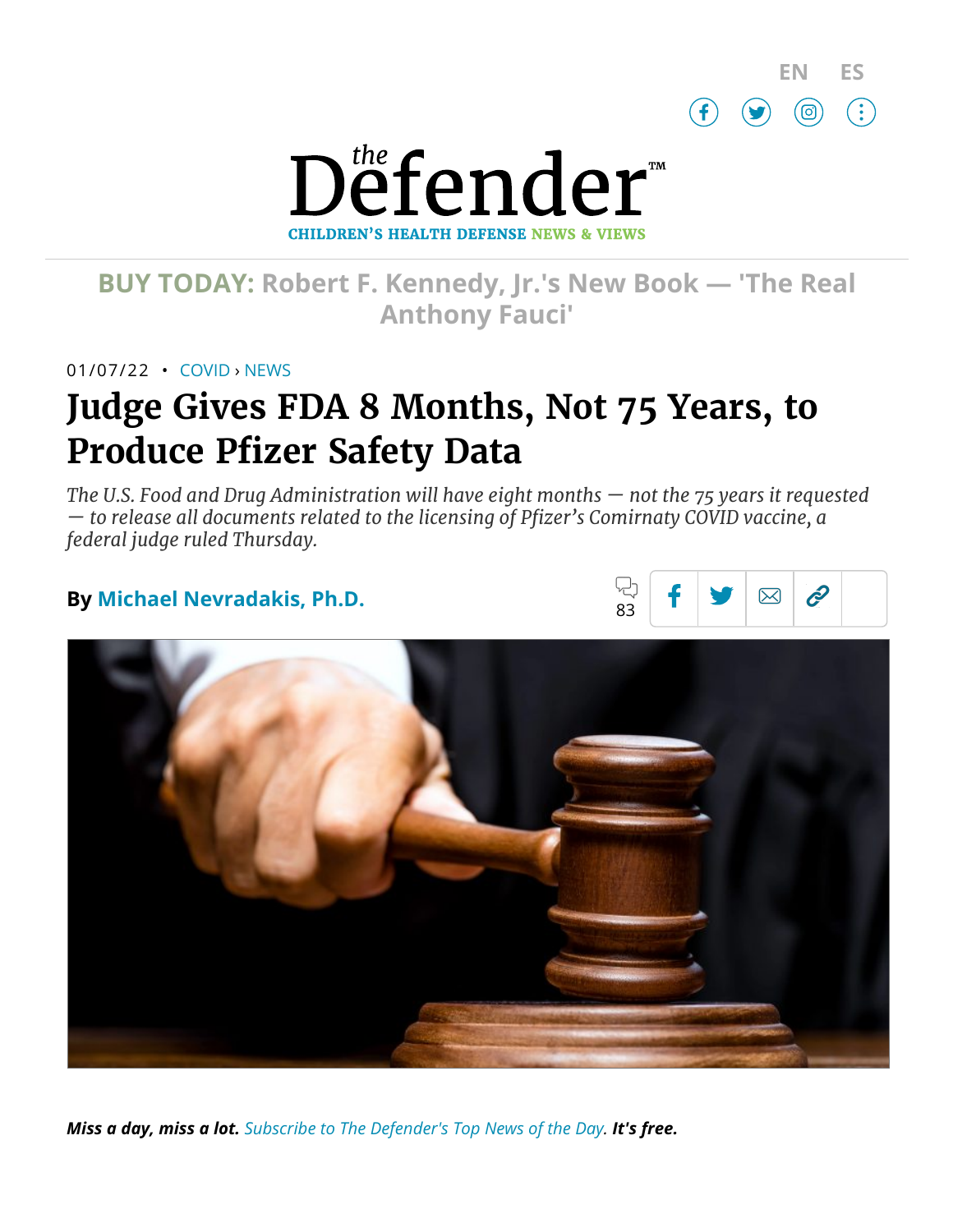EN ES

# the Defender™

CHILDREN'S HEALTH DEFENSE NEWS & VIEWS

**BUY TODAY: Robert F. Kennedy, Jr.'s New Book — 'The Real Anthony Fauci'**

01/07/22 • COVID › NEWS

# Judge Gives FDA 8 Months, Not 75 Years, to Produce Pfizer Safety Data

*The U.S. Food and Drug Administration will have eight months — not the 75 years it requested — to release all documents related to the licensing of Pfizer's Comirnaty COVID vaccine, a federal judge ruled Thursday.*

**By Michael Nevradakis, Ph.D.**

83

***Miss a day, miss a lot.*** *Subscribe to The Defender's Top News of the Day.* ***It's free.***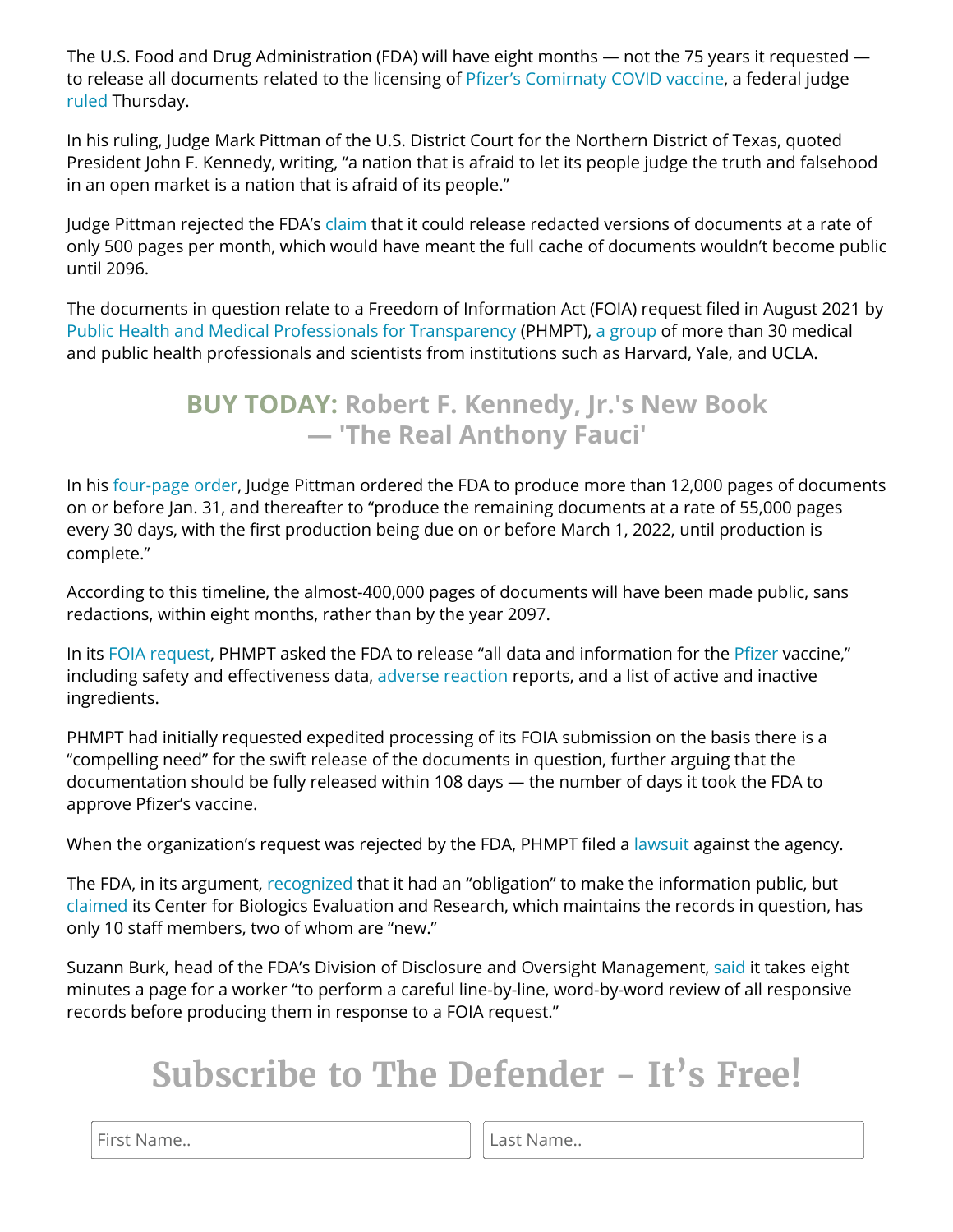The U.S. Food and Drug Administration (FDA) will have eight months — not the 75 years it requested — to release all documents related to the licensing of Pfizer's Comirnaty COVID vaccine, a federal judge ruled Thursday.

In his ruling, Judge Mark Pittman of the U.S. District Court for the Northern District of Texas, quoted President John F. Kennedy, writing, "a nation that is afraid to let its people judge the truth and falsehood in an open market is a nation that is afraid of its people."

Judge Pittman rejected the FDA's claim that it could release redacted versions of documents at a rate of only 500 pages per month, which would have meant the full cache of documents wouldn't become public until 2096.

The documents in question relate to a Freedom of Information Act (FOIA) request filed in August 2021 by Public Health and Medical Professionals for Transparency (PHMPT), a group of more than 30 medical and public health professionals and scientists from institutions such as Harvard, Yale, and UCLA.

**BUY TODAY: Robert F. Kennedy, Jr.'s New Book — 'The Real Anthony Fauci'**

In his four-page order, Judge Pittman ordered the FDA to produce more than 12,000 pages of documents on or before Jan. 31, and thereafter to "produce the remaining documents at a rate of 55,000 pages every 30 days, with the first production being due on or before March 1, 2022, until production is complete."

According to this timeline, the almost-400,000 pages of documents will have been made public, sans redactions, within eight months, rather than by the year 2097.

In its FOIA request, PHMPT asked the FDA to release "all data and information for the Pfizer vaccine," including safety and effectiveness data, adverse reaction reports, and a list of active and inactive ingredients.

PHMPT had initially requested expedited processing of its FOIA submission on the basis there is a "compelling need" for the swift release of the documents in question, further arguing that the documentation should be fully released within 108 days — the number of days it took the FDA to approve Pfizer's vaccine.

When the organization's request was rejected by the FDA, PHMPT filed a lawsuit against the agency.

The FDA, in its argument, recognized that it had an "obligation" to make the information public, but claimed its Center for Biologics Evaluation and Research, which maintains the records in question, has only 10 staff members, two of whom are "new."

Suzann Burk, head of the FDA's Division of Disclosure and Oversight Management, said it takes eight minutes a page for a worker "to perform a careful line-by-line, word-by-word review of all responsive records before producing them in response to a FOIA request."

## Subscribe to The Defender – It's Free!

First Name.. | Last Name..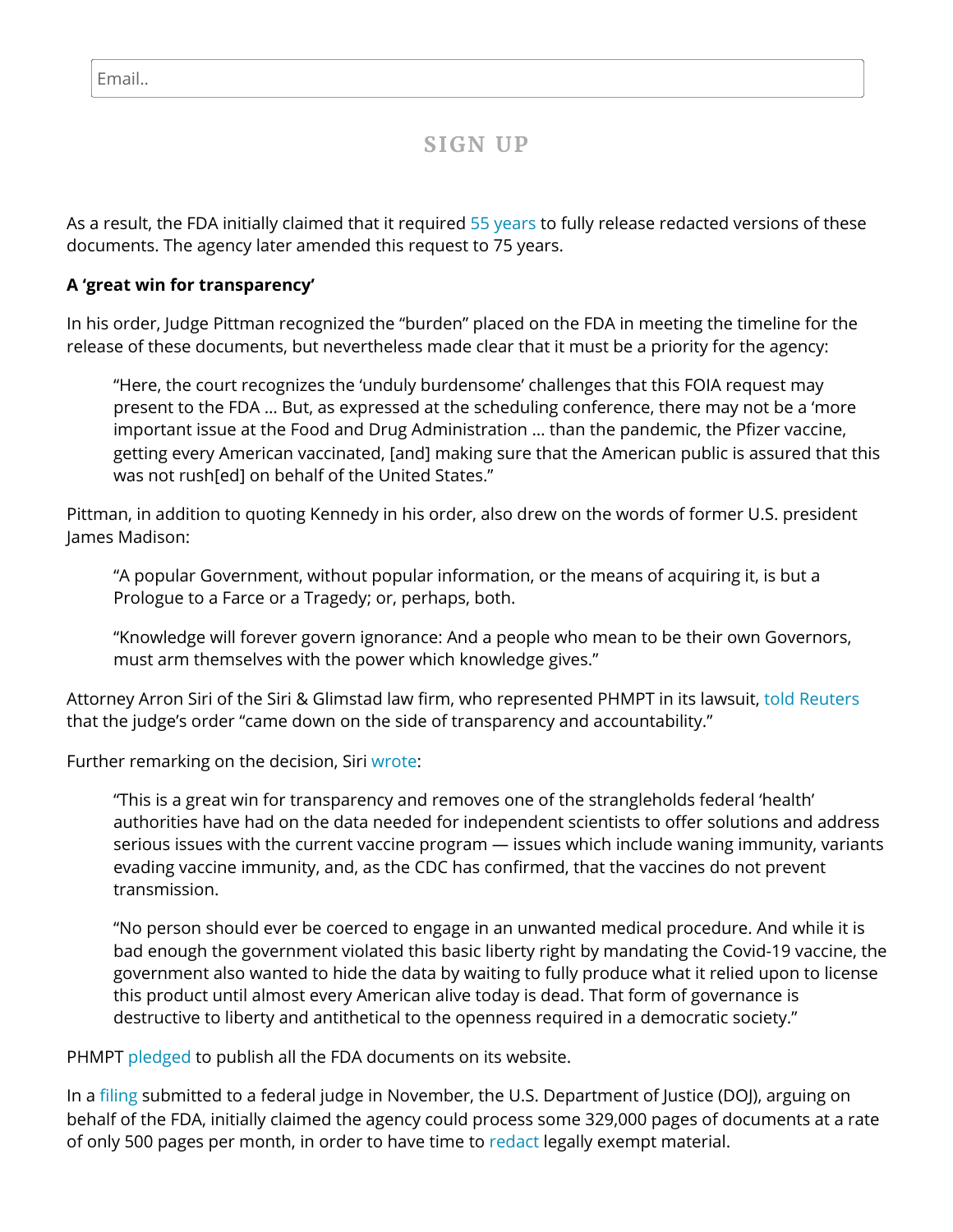Email..

SIGN UP

As a result, the FDA initially claimed that it required 55 years to fully release redacted versions of these documents. The agency later amended this request to 75 years.

**A 'great win for transparency'**

In his order, Judge Pittman recognized the "burden" placed on the FDA in meeting the timeline for the release of these documents, but nevertheless made clear that it must be a priority for the agency:

> "Here, the court recognizes the 'unduly burdensome' challenges that this FOIA request may present to the FDA … But, as expressed at the scheduling conference, there may not be a 'more important issue at the Food and Drug Administration … than the pandemic, the Pfizer vaccine, getting every American vaccinated, [and] making sure that the American public is assured that this was not rush[ed] on behalf of the United States."

Pittman, in addition to quoting Kennedy in his order, also drew on the words of former U.S. president James Madison:

> "A popular Government, without popular information, or the means of acquiring it, is but a Prologue to a Farce or a Tragedy; or, perhaps, both.
>
> "Knowledge will forever govern ignorance: And a people who mean to be their own Governors, must arm themselves with the power which knowledge gives."

Attorney Arron Siri of the Siri & Glimstad law firm, who represented PHMPT in its lawsuit, told Reuters that the judge's order "came down on the side of transparency and accountability."

Further remarking on the decision, Siri wrote:

> "This is a great win for transparency and removes one of the strangleholds federal 'health' authorities have had on the data needed for independent scientists to offer solutions and address serious issues with the current vaccine program — issues which include waning immunity, variants evading vaccine immunity, and, as the CDC has confirmed, that the vaccines do not prevent transmission.
>
> "No person should ever be coerced to engage in an unwanted medical procedure. And while it is bad enough the government violated this basic liberty right by mandating the Covid-19 vaccine, the government also wanted to hide the data by waiting to fully produce what it relied upon to license this product until almost every American alive today is dead. That form of governance is destructive to liberty and antithetical to the openness required in a democratic society."

PHMPT pledged to publish all the FDA documents on its website.

In a filing submitted to a federal judge in November, the U.S. Department of Justice (DOJ), arguing on behalf of the FDA, initially claimed the agency could process some 329,000 pages of documents at a rate of only 500 pages per month, in order to have time to redact legally exempt material.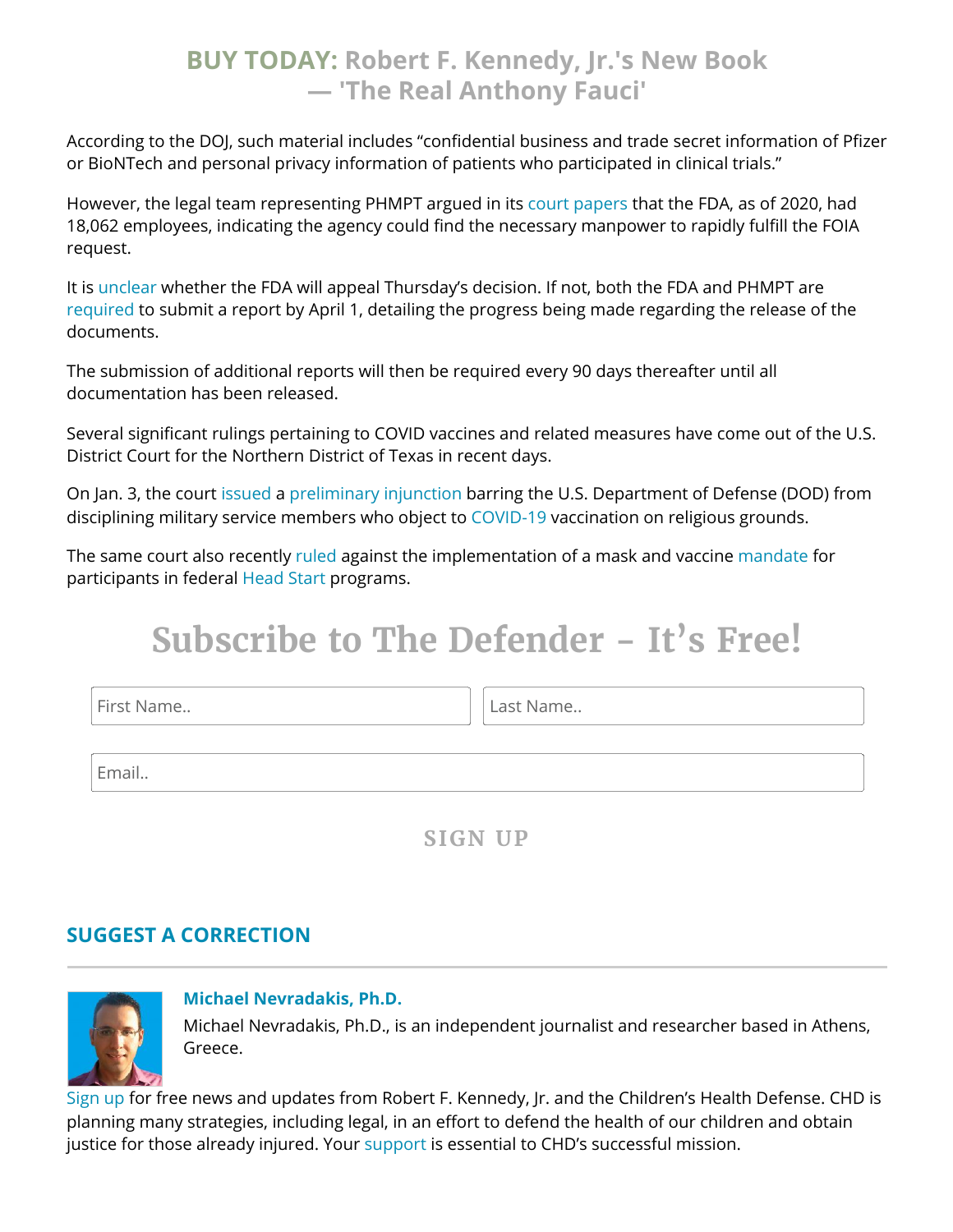**BUY TODAY: Robert F. Kennedy, Jr.'s New Book — 'The Real Anthony Fauci'**

According to the DOJ, such material includes "confidential business and trade secret information of Pfizer or BioNTech and personal privacy information of patients who participated in clinical trials."

However, the legal team representing PHMPT argued in its court papers that the FDA, as of 2020, had 18,062 employees, indicating the agency could find the necessary manpower to rapidly fulfill the FOIA request.

It is unclear whether the FDA will appeal Thursday's decision. If not, both the FDA and PHMPT are required to submit a report by April 1, detailing the progress being made regarding the release of the documents.

The submission of additional reports will then be required every 90 days thereafter until all documentation has been released.

Several significant rulings pertaining to COVID vaccines and related measures have come out of the U.S. District Court for the Northern District of Texas in recent days.

On Jan. 3, the court issued a preliminary injunction barring the U.S. Department of Defense (DOD) from disciplining military service members who object to COVID-19 vaccination on religious grounds.

The same court also recently ruled against the implementation of a mask and vaccine mandate for participants in federal Head Start programs.

## Subscribe to The Defender – It's Free!

First Name..

Last Name..

Email..

SIGN UP

**SUGGEST A CORRECTION**

**Michael Nevradakis, Ph.D.**

Michael Nevradakis, Ph.D., is an independent journalist and researcher based in Athens, Greece.

Sign up for free news and updates from Robert F. Kennedy, Jr. and the Children's Health Defense. CHD is planning many strategies, including legal, in an effort to defend the health of our children and obtain justice for those already injured. Your support is essential to CHD's successful mission.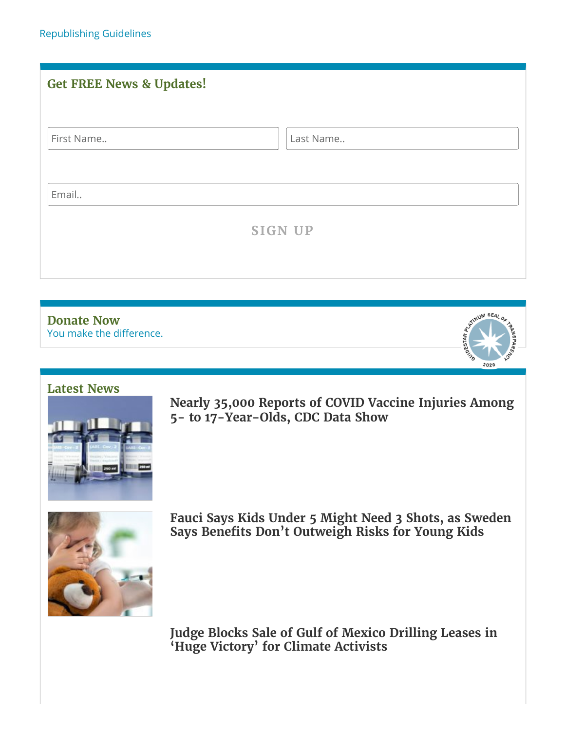Republishing Guidelines

## Get FREE News & Updates!

First Name..

Last Name..

Email..

SIGN UP

## Donate Now

You make the difference.

## Latest News

### Nearly 35,000 Reports of COVID Vaccine Injuries Among 5- to 17-Year-Olds, CDC Data Show

### Fauci Says Kids Under 5 Might Need 3 Shots, as Sweden Says Benefits Don't Outweigh Risks for Young Kids

### Judge Blocks Sale of Gulf of Mexico Drilling Leases in 'Huge Victory' for Climate Activists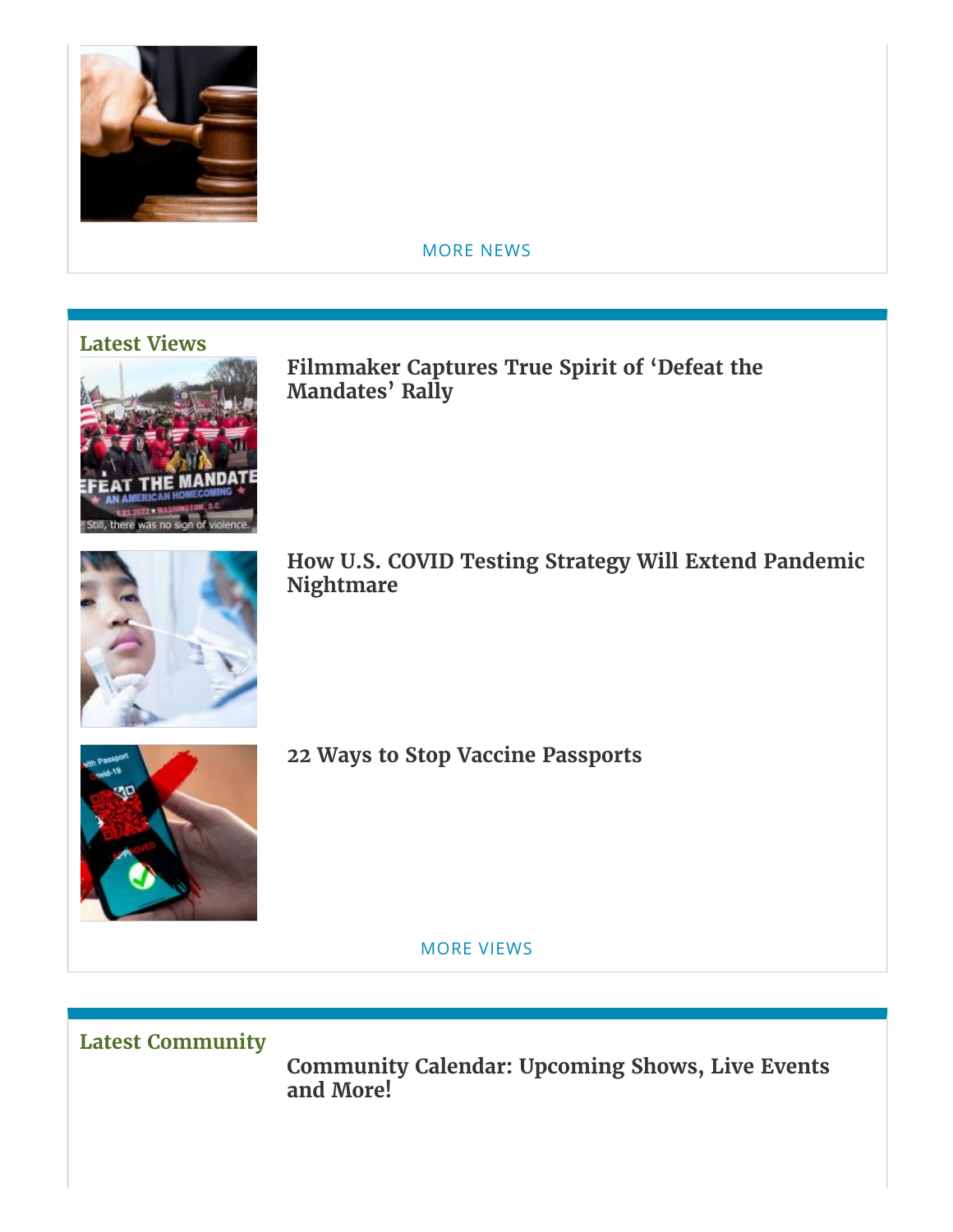MORE NEWS

## Latest Views

### Filmmaker Captures True Spirit of 'Defeat the Mandates' Rally

### How U.S. COVID Testing Strategy Will Extend Pandemic Nightmare

### 22 Ways to Stop Vaccine Passports

MORE VIEWS

## Latest Community

### Community Calendar: Upcoming Shows, Live Events and More!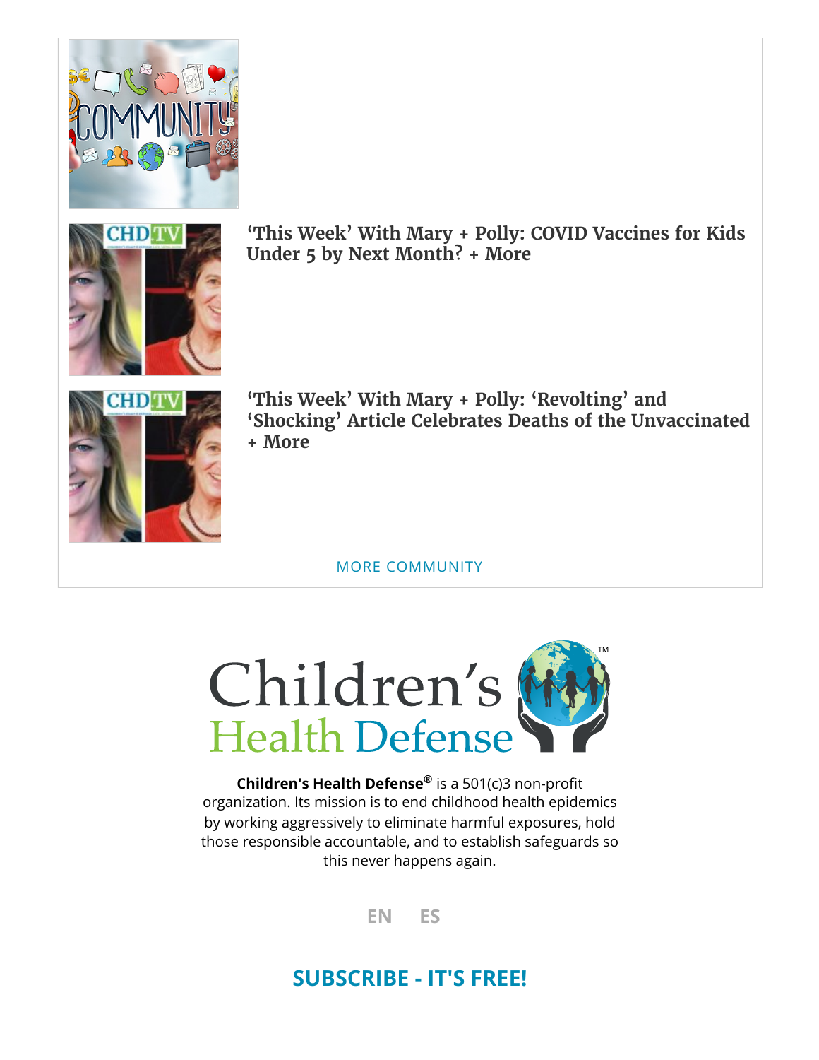'This Week' With Mary + Polly: COVID Vaccines for Kids Under 5 by Next Month? + More

'This Week' With Mary + Polly: 'Revolting' and 'Shocking' Article Celebrates Deaths of the Unvaccinated + More

MORE COMMUNITY

**Children's Health Defense®** is a 501(c)3 non-profit organization. Its mission is to end childhood health epidemics by working aggressively to eliminate harmful exposures, hold those responsible accountable, and to establish safeguards so this never happens again.

EN ES

**SUBSCRIBE - IT'S FREE!**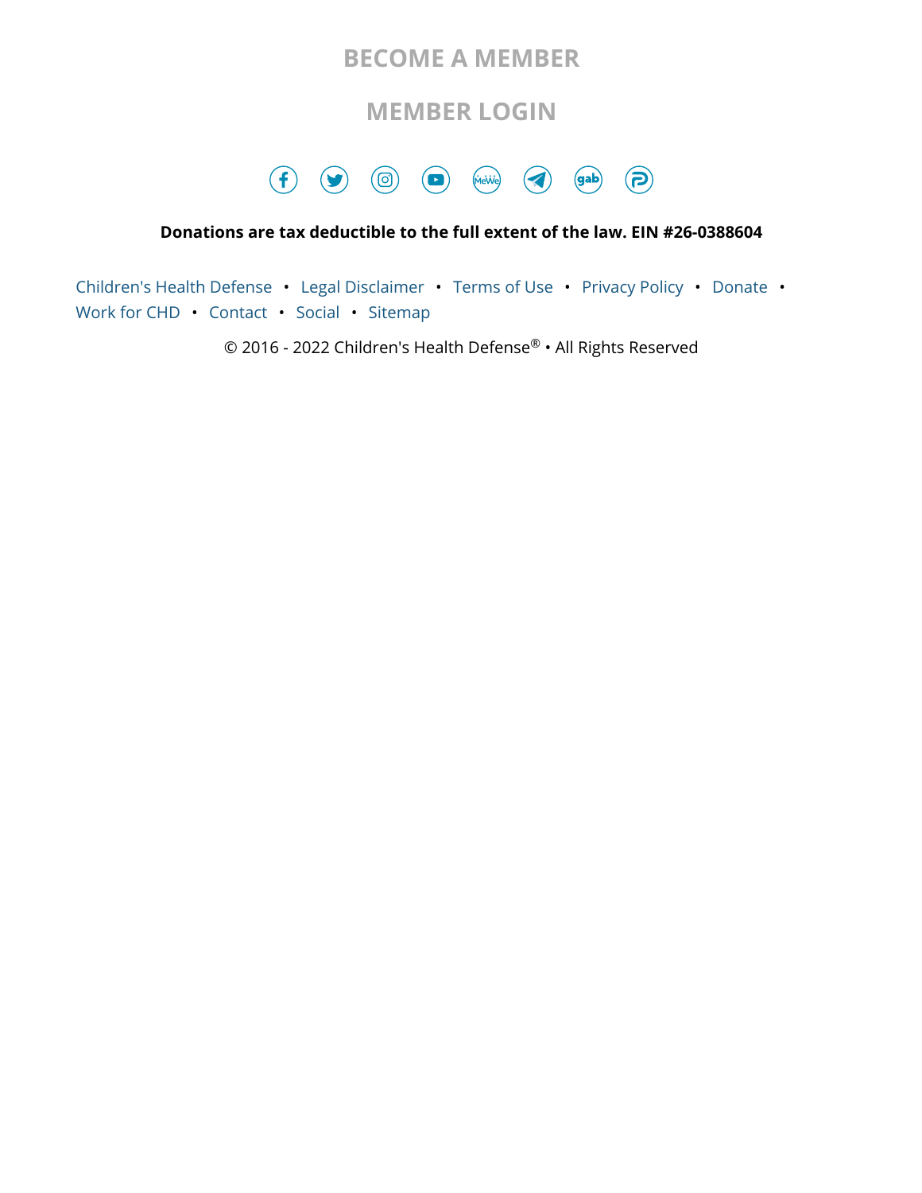**BECOME A MEMBER**

**MEMBER LOGIN**

**Donations are tax deductible to the full extent of the law. EIN #26-0388604**

Children's Health Defense • Legal Disclaimer • Terms of Use • Privacy Policy • Donate • Work for CHD • Contact • Social • Sitemap

© 2016 - 2022 Children's Health Defense® • All Rights Reserved